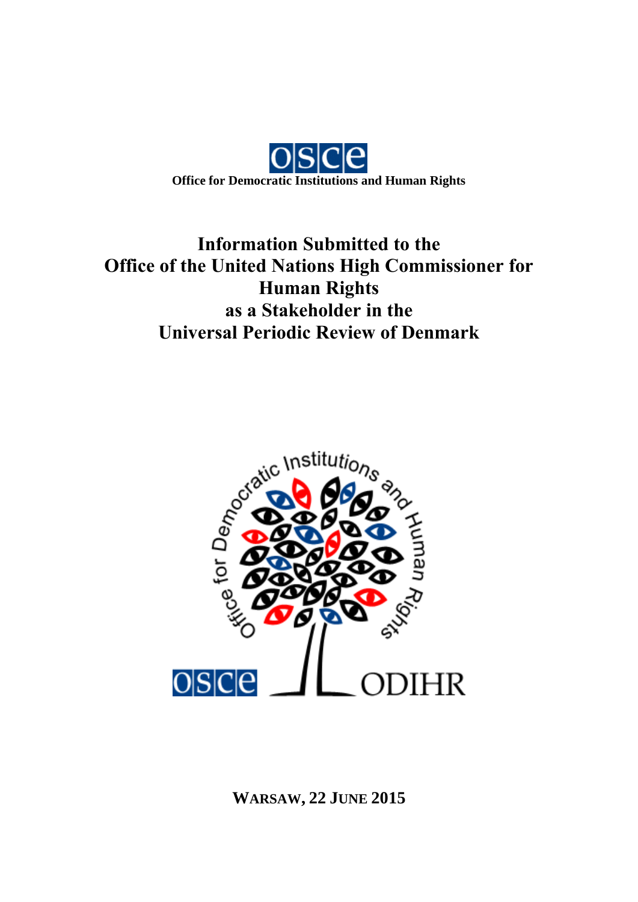**Office for Democratic Institutions and Human Rights**

# Information Submitted to the Office of the United Nations High Commissioner for Human Rights as a Stakeholder in the Universal Periodic Review of Denmark

**WARSAW, 22 JUNE 2015**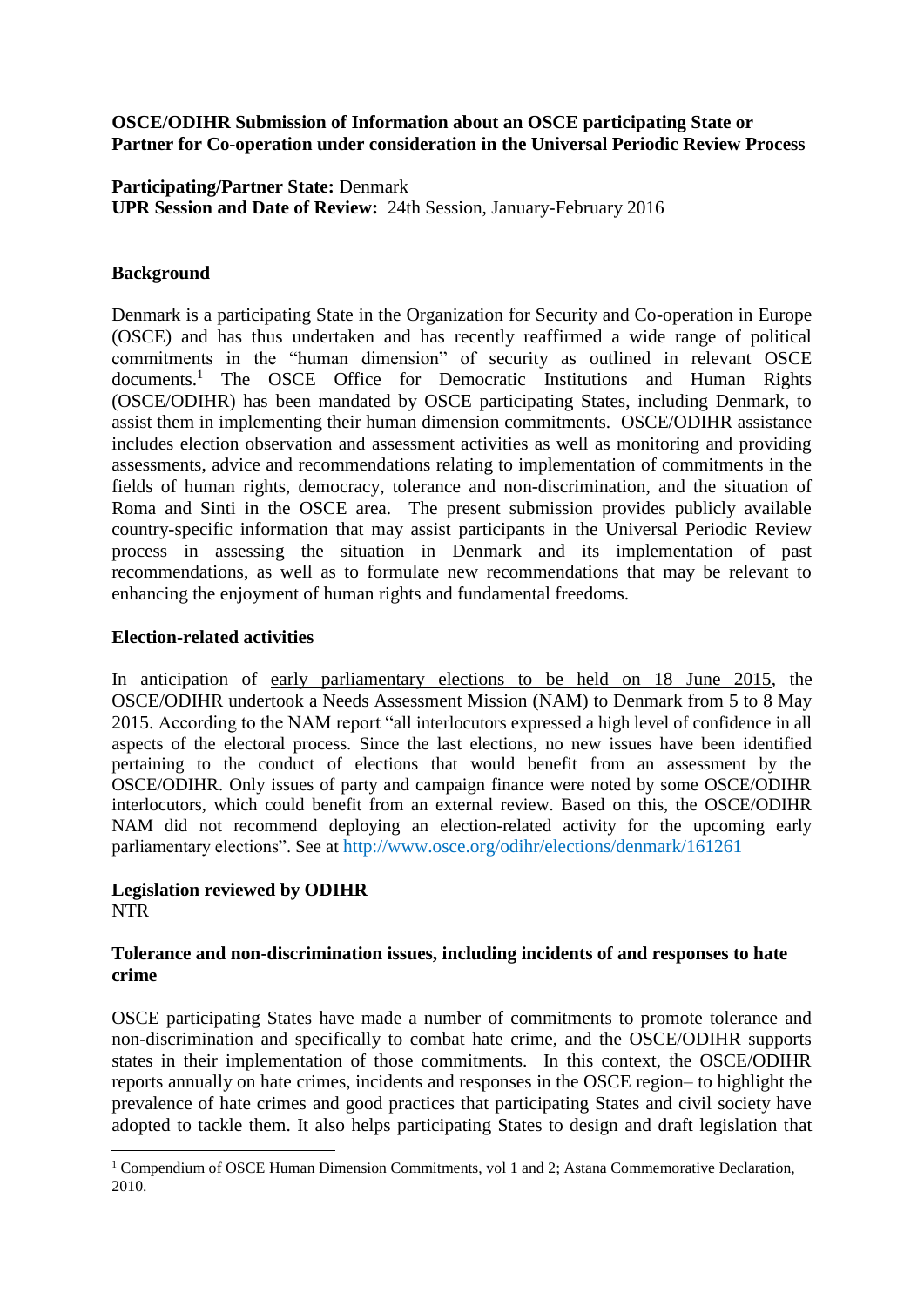**OSCE/ODIHR Submission of Information about an OSCE participating State or Partner for Co-operation under consideration in the Universal Periodic Review Process**

**Participating/Partner State:** Denmark
**UPR Session and Date of Review:** 24th Session, January-February 2016

## Background

Denmark is a participating State in the Organization for Security and Co-operation in Europe (OSCE) and has thus undertaken and has recently reaffirmed a wide range of political commitments in the "human dimension" of security as outlined in relevant OSCE documents.[1] The OSCE Office for Democratic Institutions and Human Rights (OSCE/ODIHR) has been mandated by OSCE participating States, including Denmark, to assist them in implementing their human dimension commitments. OSCE/ODIHR assistance includes election observation and assessment activities as well as monitoring and providing assessments, advice and recommendations relating to implementation of commitments in the fields of human rights, democracy, tolerance and non-discrimination, and the situation of Roma and Sinti in the OSCE area. The present submission provides publicly available country-specific information that may assist participants in the Universal Periodic Review process in assessing the situation in Denmark and its implementation of past recommendations, as well as to formulate new recommendations that may be relevant to enhancing the enjoyment of human rights and fundamental freedoms.

## Election-related activities

In anticipation of early parliamentary elections to be held on 18 June 2015, the OSCE/ODIHR undertook a Needs Assessment Mission (NAM) to Denmark from 5 to 8 May 2015. According to the NAM report "all interlocutors expressed a high level of confidence in all aspects of the electoral process. Since the last elections, no new issues have been identified pertaining to the conduct of elections that would benefit from an assessment by the OSCE/ODIHR. Only issues of party and campaign finance were noted by some OSCE/ODIHR interlocutors, which could benefit from an external review. Based on this, the OSCE/ODIHR NAM did not recommend deploying an election-related activity for the upcoming early parliamentary elections". See at http://www.osce.org/odihr/elections/denmark/161261

## Legislation reviewed by ODIHR

NTR

## Tolerance and non-discrimination issues, including incidents of and responses to hate crime

OSCE participating States have made a number of commitments to promote tolerance and non-discrimination and specifically to combat hate crime, and the OSCE/ODIHR supports states in their implementation of those commitments. In this context, the OSCE/ODIHR reports annually on hate crimes, incidents and responses in the OSCE region– to highlight the prevalence of hate crimes and good practices that participating States and civil society have adopted to tackle them. It also helps participating States to design and draft legislation that

---

[1] Compendium of OSCE Human Dimension Commitments, vol 1 and 2; Astana Commemorative Declaration, 2010.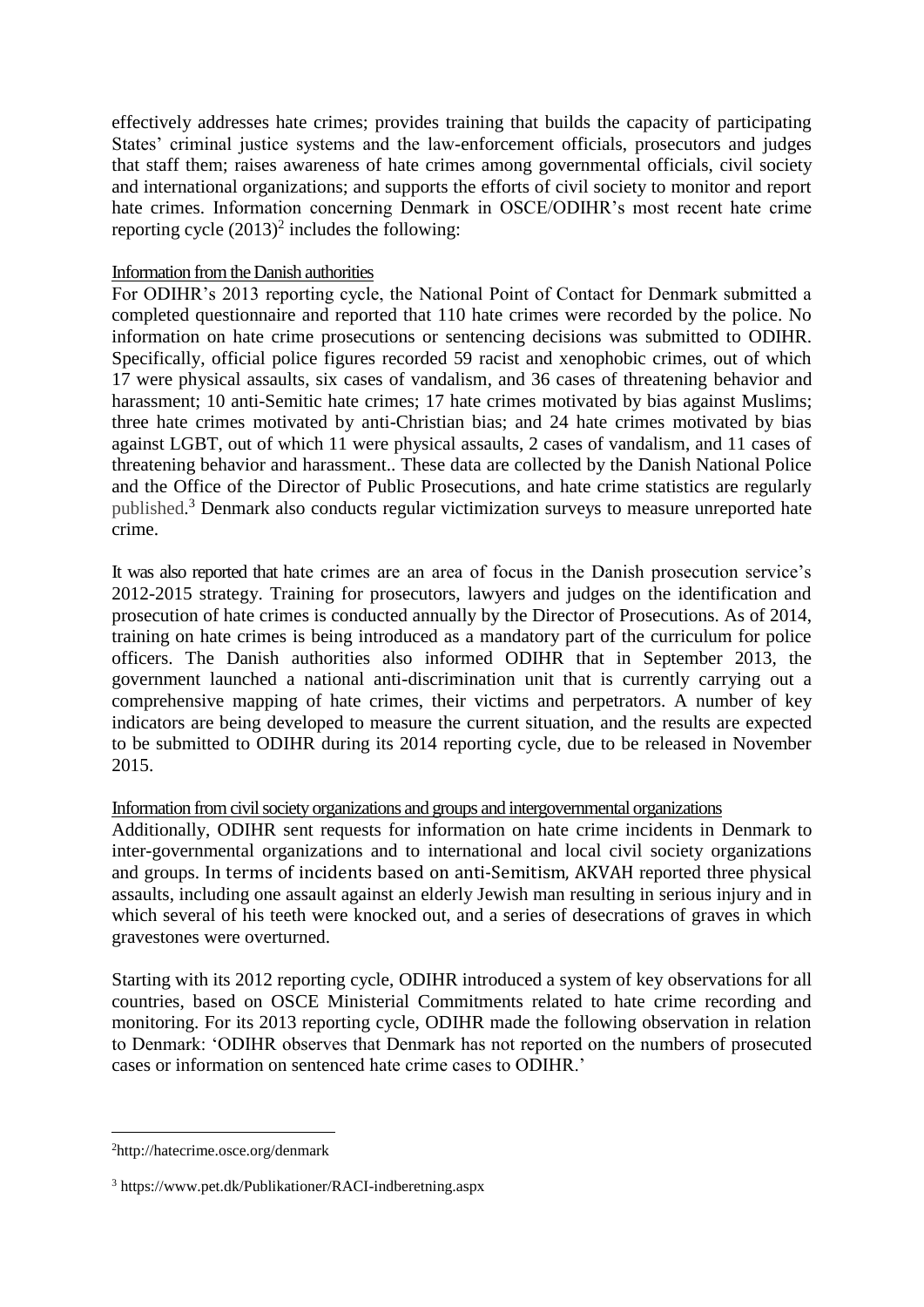effectively addresses hate crimes; provides training that builds the capacity of participating States' criminal justice systems and the law-enforcement officials, prosecutors and judges that staff them; raises awareness of hate crimes among governmental officials, civil society and international organizations; and supports the efforts of civil society to monitor and report hate crimes. Information concerning Denmark in OSCE/ODIHR's most recent hate crime reporting cycle (2013)[2] includes the following:

Information from the Danish authorities

For ODIHR's 2013 reporting cycle, the National Point of Contact for Denmark submitted a completed questionnaire and reported that 110 hate crimes were recorded by the police. No information on hate crime prosecutions or sentencing decisions was submitted to ODIHR. Specifically, official police figures recorded 59 racist and xenophobic crimes, out of which 17 were physical assaults, six cases of vandalism, and 36 cases of threatening behavior and harassment; 10 anti-Semitic hate crimes; 17 hate crimes motivated by bias against Muslims; three hate crimes motivated by anti-Christian bias; and 24 hate crimes motivated by bias against LGBT, out of which 11 were physical assaults, 2 cases of vandalism, and 11 cases of threatening behavior and harassment.. These data are collected by the Danish National Police and the Office of the Director of Public Prosecutions, and hate crime statistics are regularly published.[3] Denmark also conducts regular victimization surveys to measure unreported hate crime.

It was also reported that hate crimes are an area of focus in the Danish prosecution service's 2012-2015 strategy. Training for prosecutors, lawyers and judges on the identification and prosecution of hate crimes is conducted annually by the Director of Prosecutions. As of 2014, training on hate crimes is being introduced as a mandatory part of the curriculum for police officers. The Danish authorities also informed ODIHR that in September 2013, the government launched a national anti-discrimination unit that is currently carrying out a comprehensive mapping of hate crimes, their victims and perpetrators. A number of key indicators are being developed to measure the current situation, and the results are expected to be submitted to ODIHR during its 2014 reporting cycle, due to be released in November 2015.

Information from civil society organizations and groups and intergovernmental organizations

Additionally, ODIHR sent requests for information on hate crime incidents in Denmark to inter-governmental organizations and to international and local civil society organizations and groups. In terms of incidents based on anti-Semitism, AKVAH reported three physical assaults, including one assault against an elderly Jewish man resulting in serious injury and in which several of his teeth were knocked out, and a series of desecrations of graves in which gravestones were overturned.

Starting with its 2012 reporting cycle, ODIHR introduced a system of key observations for all countries, based on OSCE Ministerial Commitments related to hate crime recording and monitoring. For its 2013 reporting cycle, ODIHR made the following observation in relation to Denmark: 'ODIHR observes that Denmark has not reported on the numbers of prosecuted cases or information on sentenced hate crime cases to ODIHR.'

---

[2] http://hatecrime.osce.org/denmark

[3] https://www.pet.dk/Publikationer/RACI-indberetning.aspx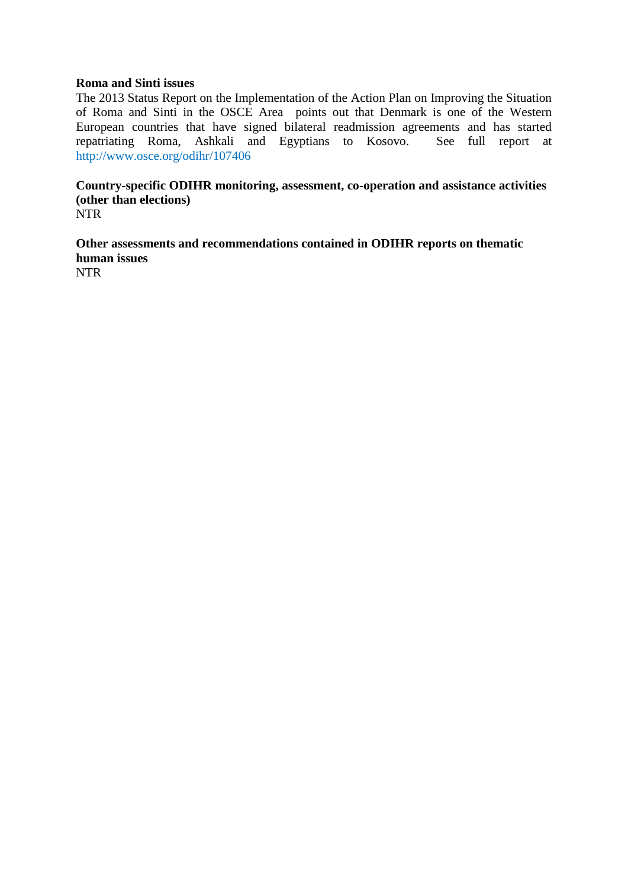**Roma and Sinti issues**

The 2013 Status Report on the Implementation of the Action Plan on Improving the Situation of Roma and Sinti in the OSCE Area points out that Denmark is one of the Western European countries that have signed bilateral readmission agreements and has started repatriating Roma, Ashkali and Egyptians to Kosovo. See full report at http://www.osce.org/odihr/107406

**Country-specific ODIHR monitoring, assessment, co-operation and assistance activities (other than elections)**

NTR

**Other assessments and recommendations contained in ODIHR reports on thematic human issues**

NTR